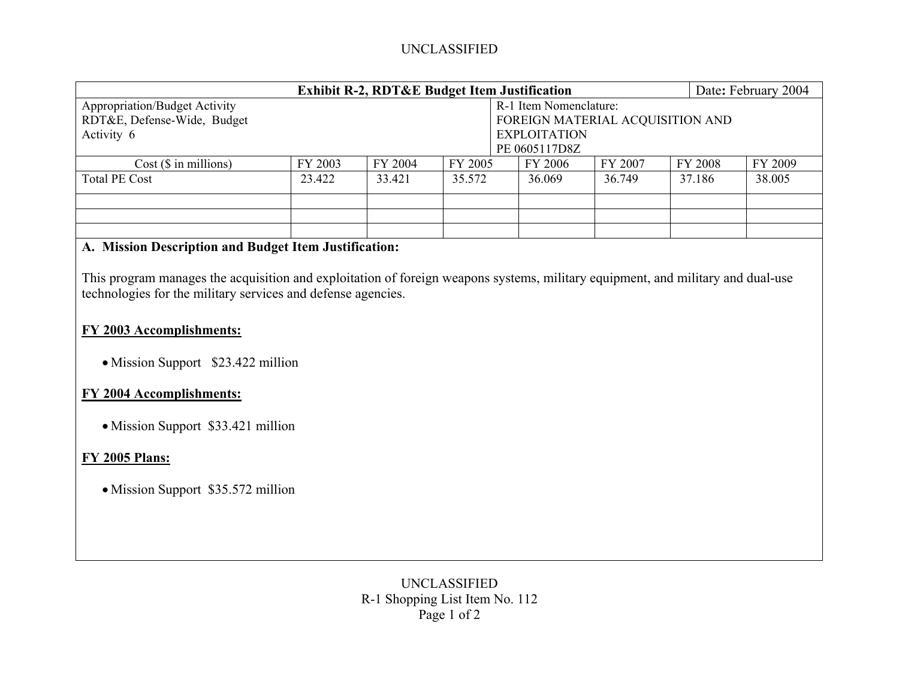UNCLASSIFIED

| Exhibit R-2, RDT&E Budget Item Justification | | | | | | | Date: February 2004 |
|---|---|---|---|---|---|---|---|
| Appropriation/Budget Activity<br>RDT&E, Defense-Wide, Budget Activity 6 | | | | R-1 Item Nomenclature:<br>FOREIGN MATERIAL ACQUISITION AND EXPLOITATION<br>PE 0605117D8Z | | | |
| Cost ($ in millions) | FY 2003 | FY 2004 | FY 2005 | FY 2006 | FY 2007 | FY 2008 | FY 2009 |
| Total PE Cost | 23.422 | 33.421 | 35.572 | 36.069 | 36.749 | 37.186 | 38.005 |
| | | | | | | | |
| | | | | | | | |
| | | | | | | | |

**A. Mission Description and Budget Item Justification:**

This program manages the acquisition and exploitation of foreign weapons systems, military equipment, and military and dual-use technologies for the military services and defense agencies.

**FY 2003 Accomplishments:**

- Mission Support $23.422 million

**FY 2004 Accomplishments:**

- Mission Support $33.421 million

**FY 2005 Plans:**

- Mission Support $35.572 million

UNCLASSIFIED
R-1 Shopping List Item No. 112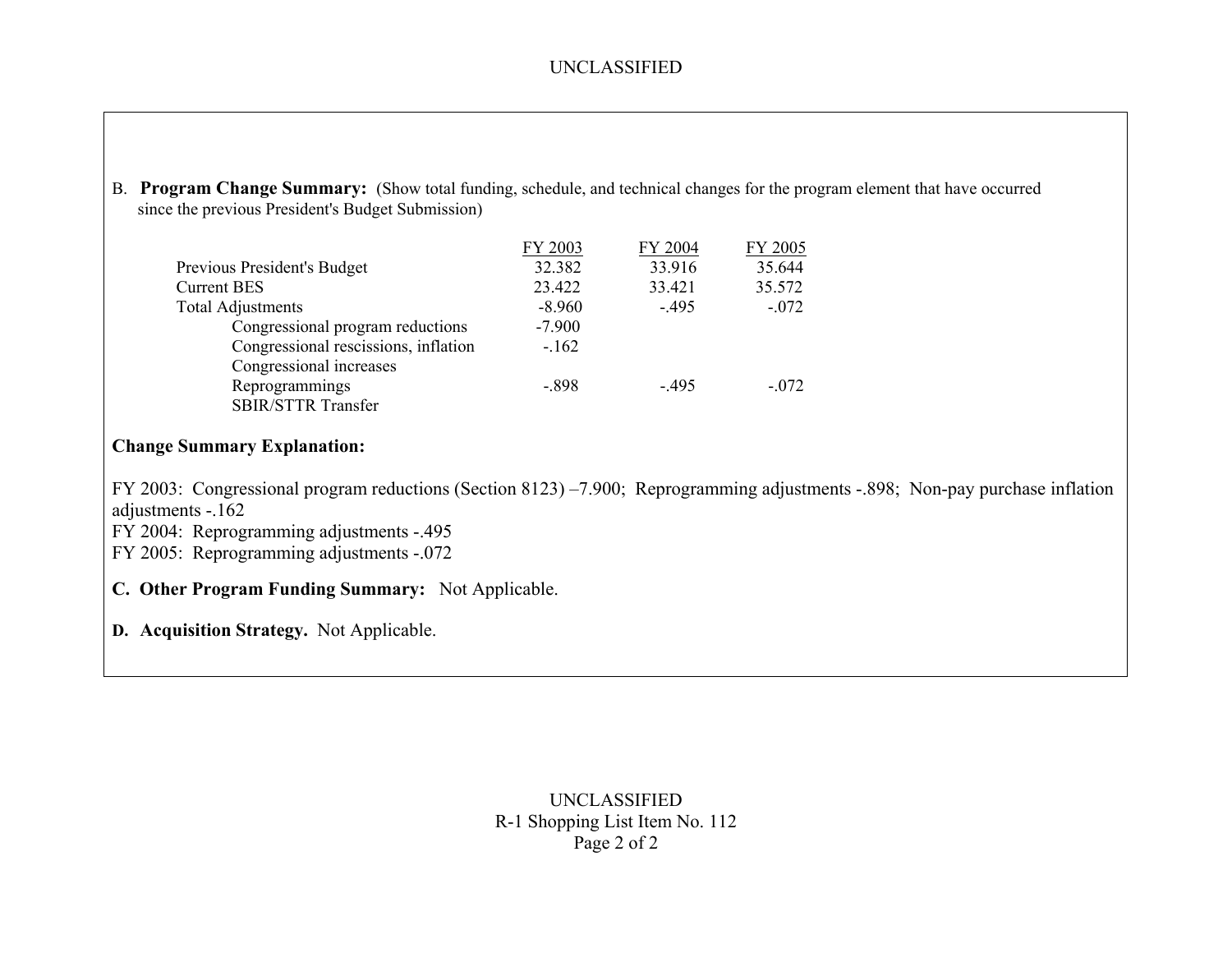B. **Program Change Summary:** (Show total funding, schedule, and technical changes for the program element that have occurred since the previous President's Budget Submission)

| | FY 2003 | FY 2004 | FY 2005 |
|---|---|---|---|
| Previous President's Budget | 32.382 | 33.916 | 35.644 |
| Current BES | 23.422 | 33.421 | 35.572 |
| Total Adjustments | -8.960 | -.495 | -.072 |
| Congressional program reductions | -7.900 | | |
| Congressional rescissions, inflation | -.162 | | |
| Congressional increases | | | |
| Reprogrammings | -.898 | -.495 | -.072 |
| SBIR/STTR Transfer | | | |

**Change Summary Explanation:**

FY 2003: Congressional program reductions (Section 8123) –7.900; Reprogramming adjustments -.898; Non-pay purchase inflation adjustments -.162
FY 2004: Reprogramming adjustments -.495
FY 2005: Reprogramming adjustments -.072

**C. Other Program Funding Summary:** Not Applicable.

**D. Acquisition Strategy.** Not Applicable.